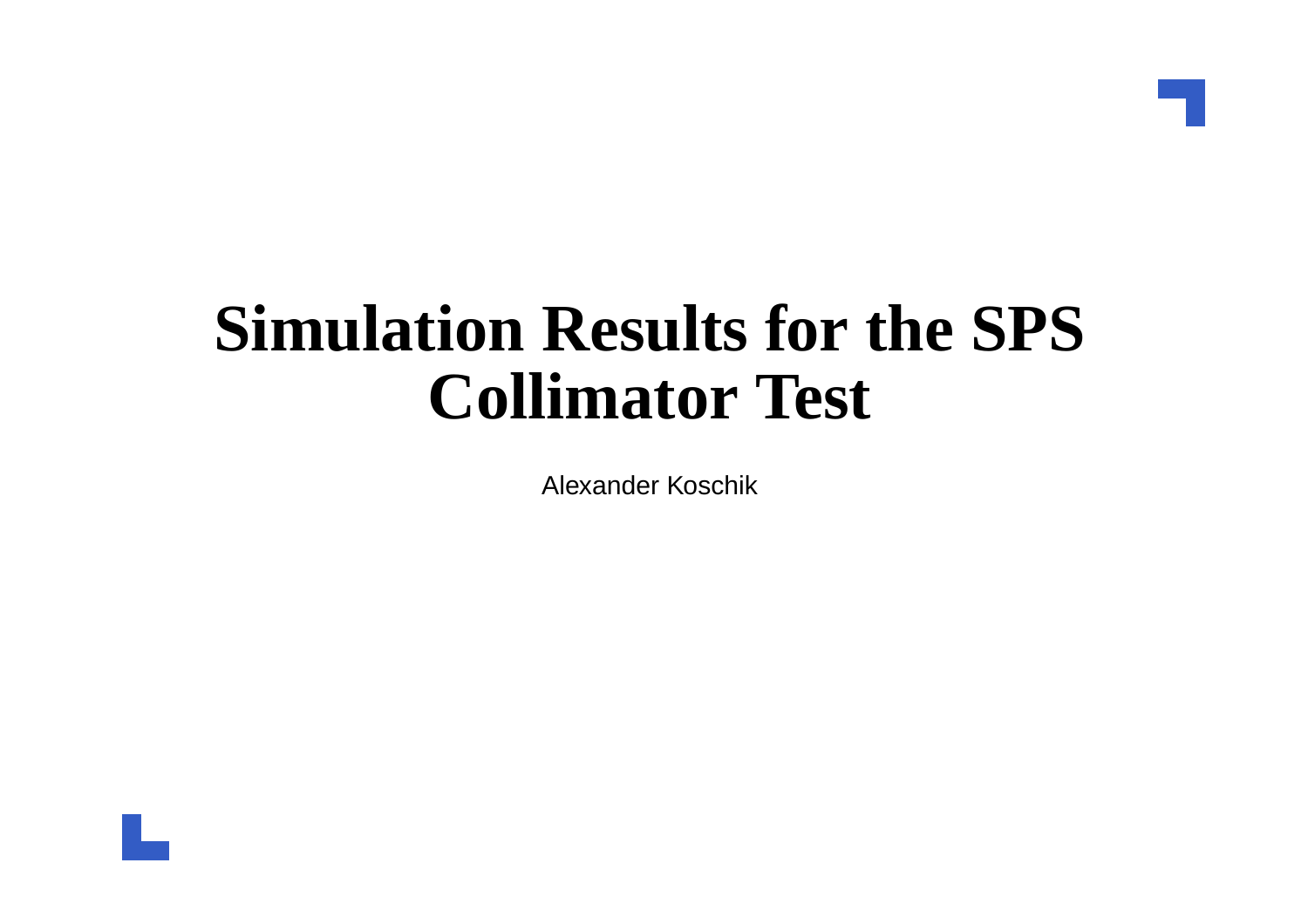# Simulation Results for the SPS Collimator Test

Alexander Koschik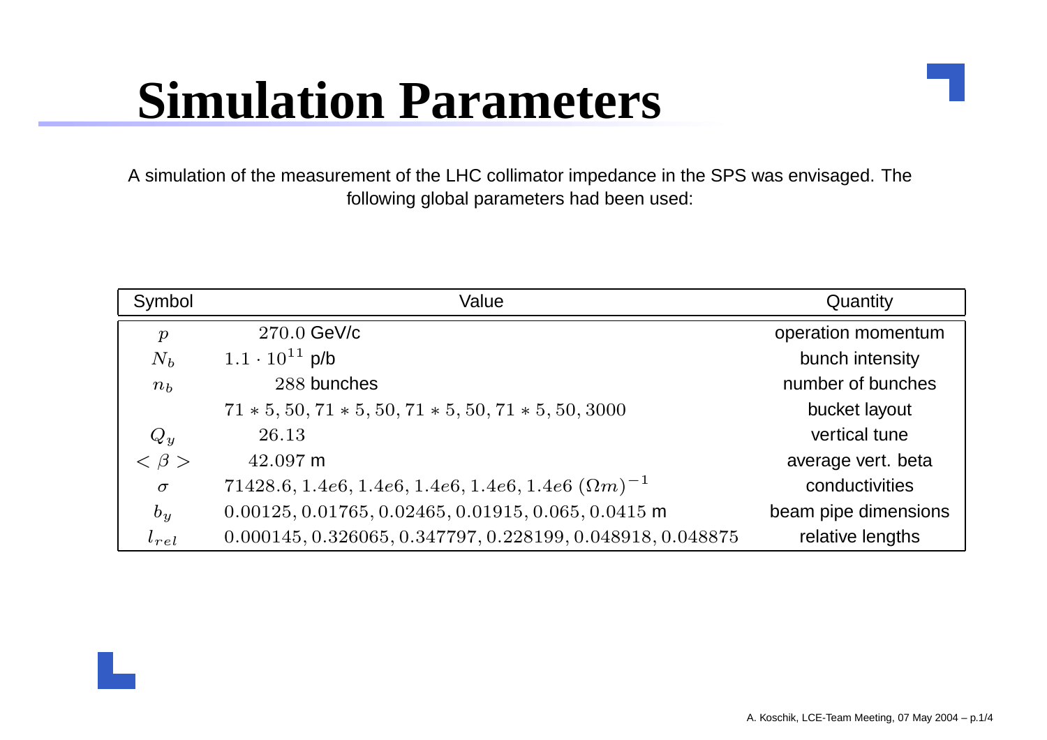# Simulation Parameters

A simulation of the measurement of the LHC collimator impedance in the SPS was envisaged. The following global parameters had been used:

| Symbol | Value | Quantity |
|---|---|---|
| $p$ | $270.0$ GeV/c | operation momentum |
| $N_b$ | $1.1 \cdot 10^{11}$ p/b | bunch intensity |
| $n_b$ | $288$ bunches | number of bunches |
| | $71 * 5, 50, 71 * 5, 50, 71 * 5, 50, 71 * 5, 50, 3000$ | bucket layout |
| $Q_y$ | $26.13$ | vertical tune |
| $< \beta >$ | $42.097$ m | average vert. beta |
| $\sigma$ | $71428.6, 1.4e6, 1.4e6, 1.4e6, 1.4e6, 1.4e6$ $(\Omega m)^{-1}$ | conductivities |
| $b_y$ | $0.00125, 0.01765, 0.02465, 0.01915, 0.065, 0.0415$ m | beam pipe dimensions |
| $l_{rel}$ | $0.000145, 0.326065, 0.347797, 0.228199, 0.048918, 0.048875$ | relative lengths |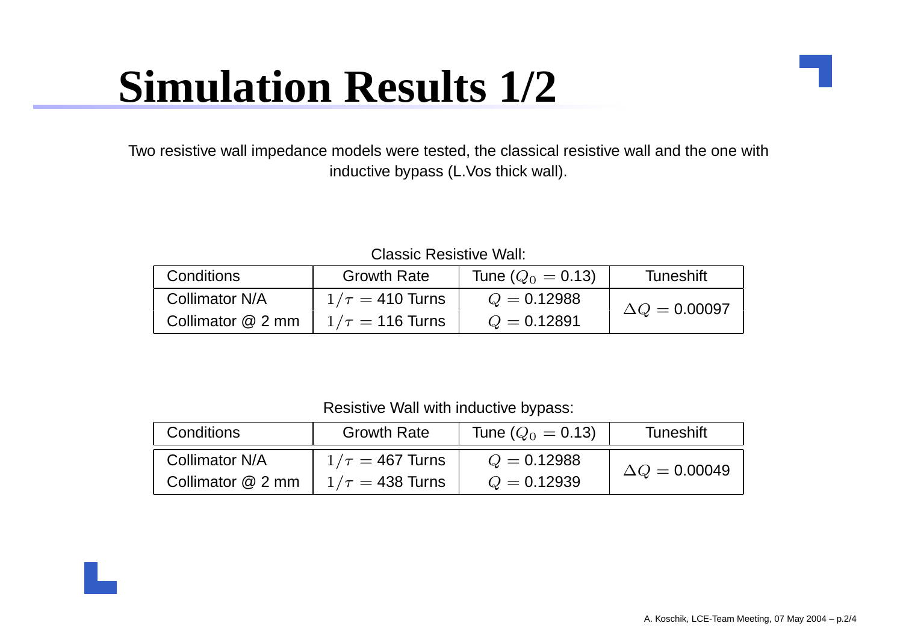# Simulation Results 1/2

Two resistive wall impedance models were tested, the classical resistive wall and the one with inductive bypass (L.Vos thick wall).

Classic Resistive Wall:

| Conditions | Growth Rate | Tune ($Q_0 = 0.13$) | Tuneshift |
|---|---|---|---|
| Collimator N/A | $1/\tau = 410$ Turns | $Q = 0.12988$ | $\Delta Q = 0.00097$ |
| Collimator @ 2 mm | $1/\tau = 116$ Turns | $Q = 0.12891$ | |

Resistive Wall with inductive bypass:

| Conditions | Growth Rate | Tune ($Q_0 = 0.13$) | Tuneshift |
|---|---|---|---|
| Collimator N/A | $1/\tau = 467$ Turns | $Q = 0.12988$ | $\Delta Q = 0.00049$ |
| Collimator @ 2 mm | $1/\tau = 438$ Turns | $Q = 0.12939$ | |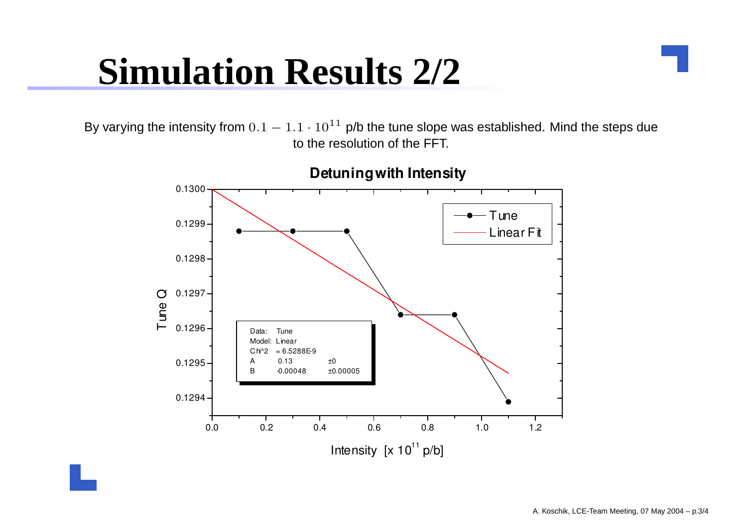# Simulation Results 2/2

By varying the intensity from $0.1 - 1.1 \cdot 10^{11}$ p/b the tune slope was established. Mind the steps due to the resolution of the FFT.

**Detuning with Intensity**

| Data: | Tune | |
|---|---|---|
| Model: | Linear | |
| Chi^2 | = 6.5288E-9 | |
| A | 0.13 | ±0 |
| B | -0.00048 | ±0.00005 |

Legend: Tune, Linear Fit

Tune Q (0.1294 – 0.1300) vs. Intensity [x $10^{11}$ p/b] (0.0 – 1.2)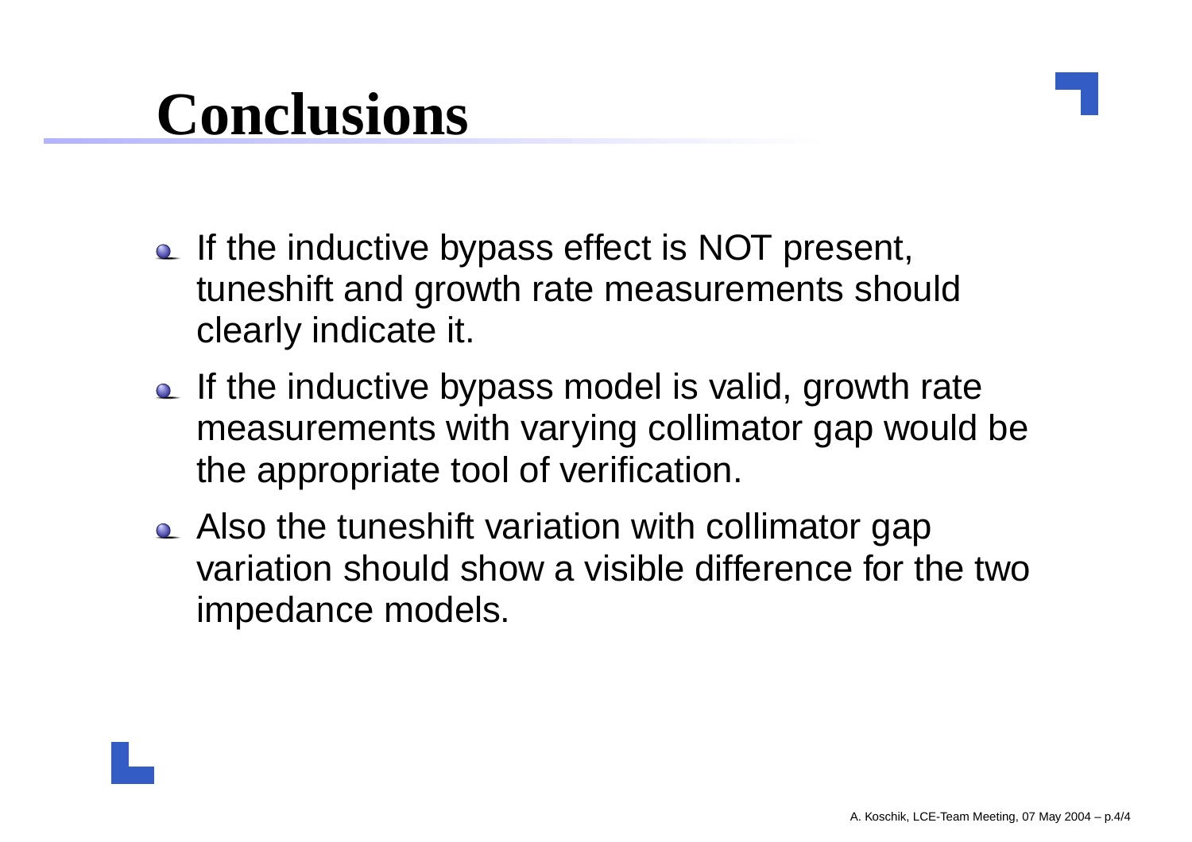# Conclusions

- If the inductive bypass effect is NOT present, tuneshift and growth rate measurements should clearly indicate it.
- If the inductive bypass model is valid, growth rate measurements with varying collimator gap would be the appropriate tool of verification.
- Also the tuneshift variation with collimator gap variation should show a visible difference for the two impedance models.